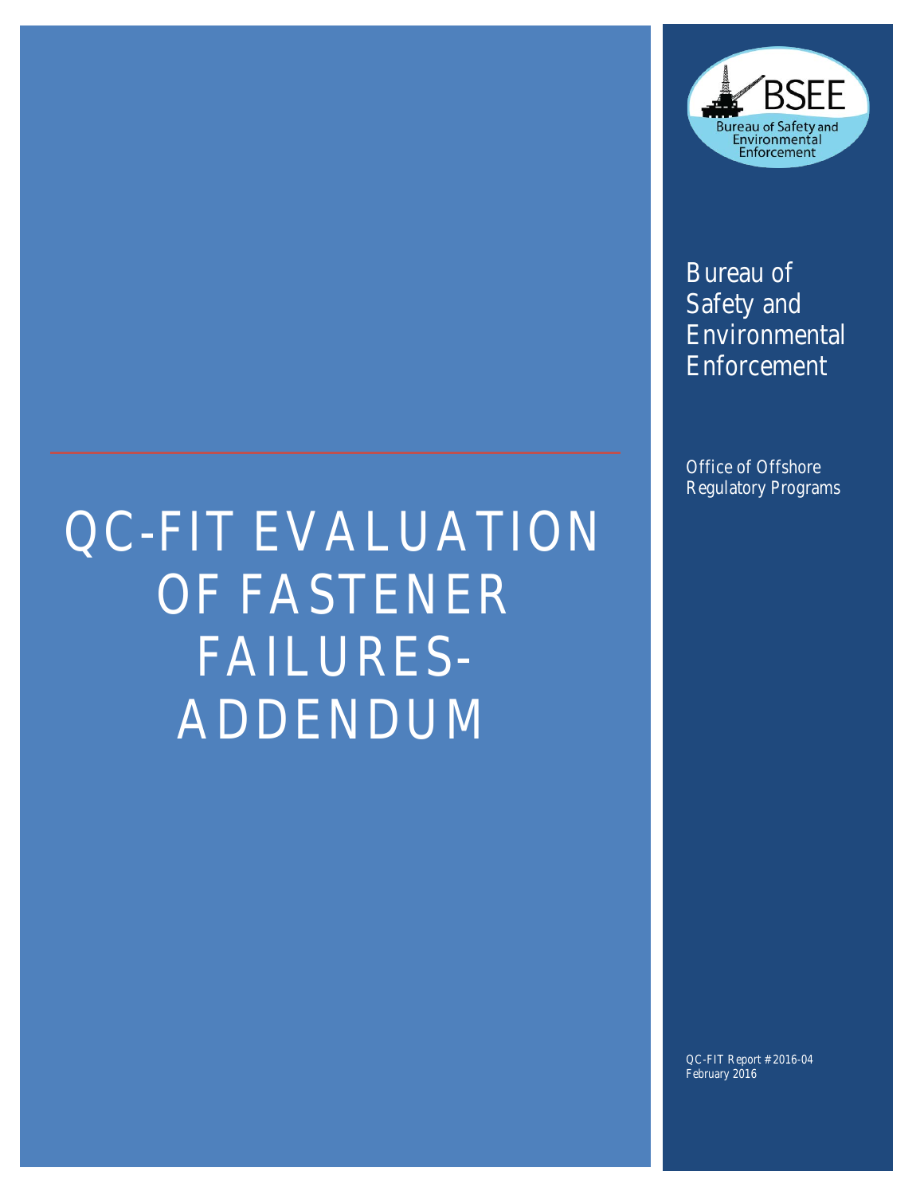# QC-FIT EVALUATION OF FASTENER FAILURES-ADDENDUM

Bureau of Safety and Environmental Enforcement

Office of Offshore Regulatory Programs

QC-FIT Report #2016-04
February 2016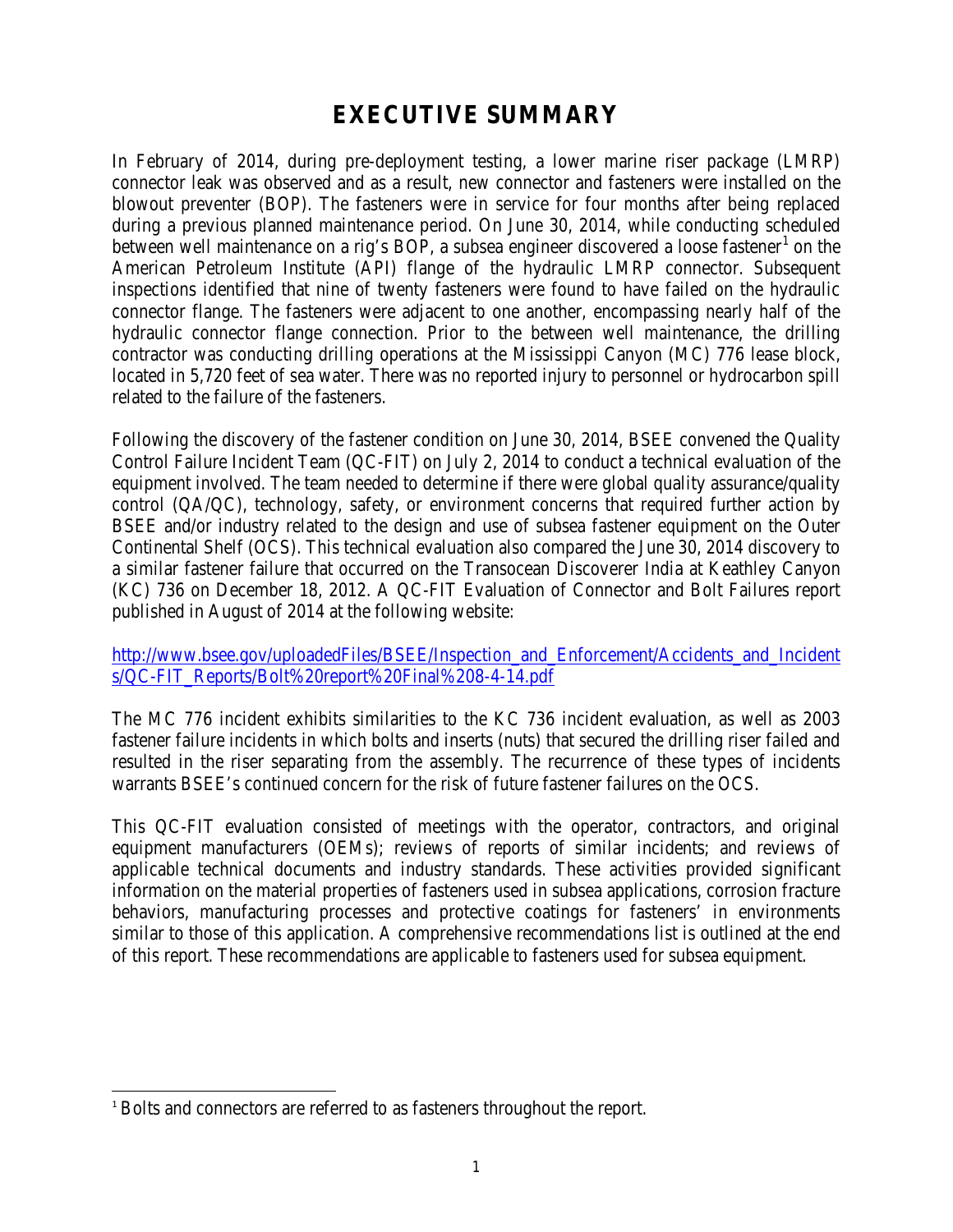# EXECUTIVE SUMMARY

In February of 2014, during pre-deployment testing, a lower marine riser package (LMRP) connector leak was observed and as a result, new connector and fasteners were installed on the blowout preventer (BOP). The fasteners were in service for four months after being replaced during a previous planned maintenance period. On June 30, 2014, while conducting scheduled between well maintenance on a rig's BOP, a subsea engineer discovered a loose fastener[1] on the American Petroleum Institute (API) flange of the hydraulic LMRP connector. Subsequent inspections identified that nine of twenty fasteners were found to have failed on the hydraulic connector flange. The fasteners were adjacent to one another, encompassing nearly half of the hydraulic connector flange connection. Prior to the between well maintenance, the drilling contractor was conducting drilling operations at the Mississippi Canyon (MC) 776 lease block, located in 5,720 feet of sea water. There was no reported injury to personnel or hydrocarbon spill related to the failure of the fasteners.

Following the discovery of the fastener condition on June 30, 2014, BSEE convened the Quality Control Failure Incident Team (QC-FIT) on July 2, 2014 to conduct a technical evaluation of the equipment involved. The team needed to determine if there were global quality assurance/quality control (QA/QC), technology, safety, or environment concerns that required further action by BSEE and/or industry related to the design and use of subsea fastener equipment on the Outer Continental Shelf (OCS). This technical evaluation also compared the June 30, 2014 discovery to a similar fastener failure that occurred on the Transocean Discoverer India at Keathley Canyon (KC) 736 on December 18, 2012. A QC-FIT Evaluation of Connector and Bolt Failures report published in August of 2014 at the following website:

[http://www.bsee.gov/uploadedFiles/BSEE/Inspection_and_Enforcement/Accidents_and_Incidents/QC-FIT_Reports/Bolt%20report%20Final%208-4-14.pdf](http://www.bsee.gov/uploadedFiles/BSEE/Inspection_and_Enforcement/Accidents_and_Incidents/QC-FIT_Reports/Bolt%20report%20Final%208-4-14.pdf)

The MC 776 incident exhibits similarities to the KC 736 incident evaluation, as well as 2003 fastener failure incidents in which bolts and inserts (nuts) that secured the drilling riser failed and resulted in the riser separating from the assembly. The recurrence of these types of incidents warrants BSEE's continued concern for the risk of future fastener failures on the OCS.

This QC-FIT evaluation consisted of meetings with the operator, contractors, and original equipment manufacturers (OEMs); reviews of reports of similar incidents; and reviews of applicable technical documents and industry standards. These activities provided significant information on the material properties of fasteners used in subsea applications, corrosion fracture behaviors, manufacturing processes and protective coatings for fasteners' in environments similar to those of this application. A comprehensive recommendations list is outlined at the end of this report. These recommendations are applicable to fasteners used for subsea equipment.

[1] Bolts and connectors are referred to as fasteners throughout the report.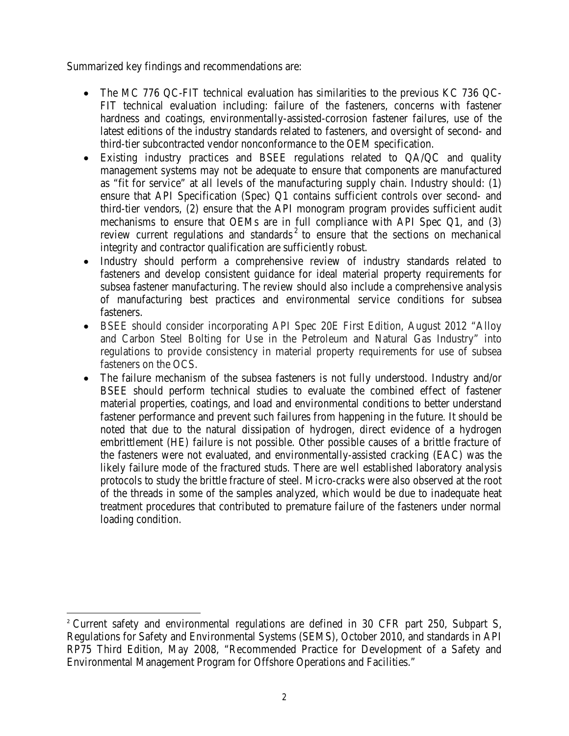Summarized key findings and recommendations are:

- The MC 776 QC-FIT technical evaluation has similarities to the previous KC 736 QC-FIT technical evaluation including: failure of the fasteners, concerns with fastener hardness and coatings, environmentally-assisted-corrosion fastener failures, use of the latest editions of the industry standards related to fasteners, and oversight of second- and third-tier subcontracted vendor nonconformance to the OEM specification.
- Existing industry practices and BSEE regulations related to QA/QC and quality management systems may not be adequate to ensure that components are manufactured as "fit for service" at all levels of the manufacturing supply chain. Industry should: (1) ensure that API Specification (Spec) Q1 contains sufficient controls over second- and third-tier vendors, (2) ensure that the API monogram program provides sufficient audit mechanisms to ensure that OEMs are in full compliance with API Spec Q1, and (3) review current regulations and standards[2] to ensure that the sections on mechanical integrity and contractor qualification are sufficiently robust.
- Industry should perform a comprehensive review of industry standards related to fasteners and develop consistent guidance for ideal material property requirements for subsea fastener manufacturing. The review should also include a comprehensive analysis of manufacturing best practices and environmental service conditions for subsea fasteners.
- BSEE should consider incorporating API Spec 20E First Edition, August 2012 "Alloy and Carbon Steel Bolting for Use in the Petroleum and Natural Gas Industry" into regulations to provide consistency in material property requirements for use of subsea fasteners on the OCS.
- The failure mechanism of the subsea fasteners is not fully understood. Industry and/or BSEE should perform technical studies to evaluate the combined effect of fastener material properties, coatings, and load and environmental conditions to better understand fastener performance and prevent such failures from happening in the future. It should be noted that due to the natural dissipation of hydrogen, direct evidence of a hydrogen embrittlement (HE) failure is not possible. Other possible causes of a brittle fracture of the fasteners were not evaluated, and environmentally-assisted cracking (EAC) was the likely failure mode of the fractured studs. There are well established laboratory analysis protocols to study the brittle fracture of steel. Micro-cracks were also observed at the root of the threads in some of the samples analyzed, which would be due to inadequate heat treatment procedures that contributed to premature failure of the fasteners under normal loading condition.

---

[2] Current safety and environmental regulations are defined in 30 CFR part 250, Subpart S, Regulations for Safety and Environmental Systems (SEMS), October 2010, and standards in API RP75 Third Edition, May 2008, "Recommended Practice for Development of a Safety and Environmental Management Program for Offshore Operations and Facilities."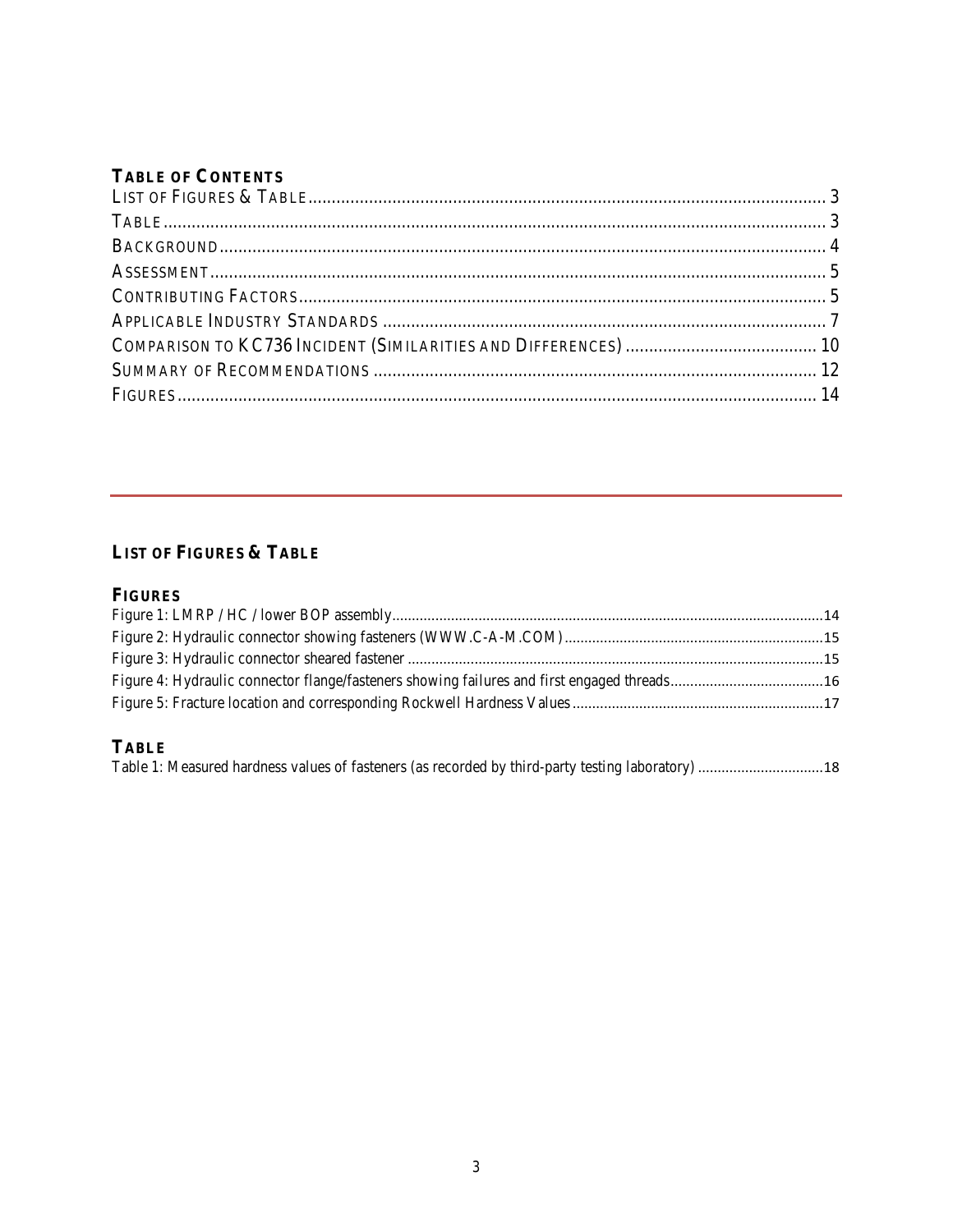## Table of Contents

List of Figures & Table .......... 3
Table .......... 3
Background .......... 4
Assessment .......... 5
Contributing Factors .......... 5
Applicable Industry Standards .......... 7
Comparison to KC736 Incident (Similarities and Differences) .......... 10
Summary of Recommendations .......... 12
Figures .......... 14

---

## List of Figures & Table

### Figures

Figure 1: LMRP / HC / lower BOP assembly .......... 14
Figure 2: Hydraulic connector showing fasteners (WWW.C-A-M.COM) .......... 15
Figure 3: Hydraulic connector sheared fastener .......... 15
Figure 4: Hydraulic connector flange/fasteners showing failures and first engaged threads .......... 16
Figure 5: Fracture location and corresponding Rockwell Hardness Values .......... 17

### Table

Table 1: Measured hardness values of fasteners (as recorded by third-party testing laboratory) .......... 18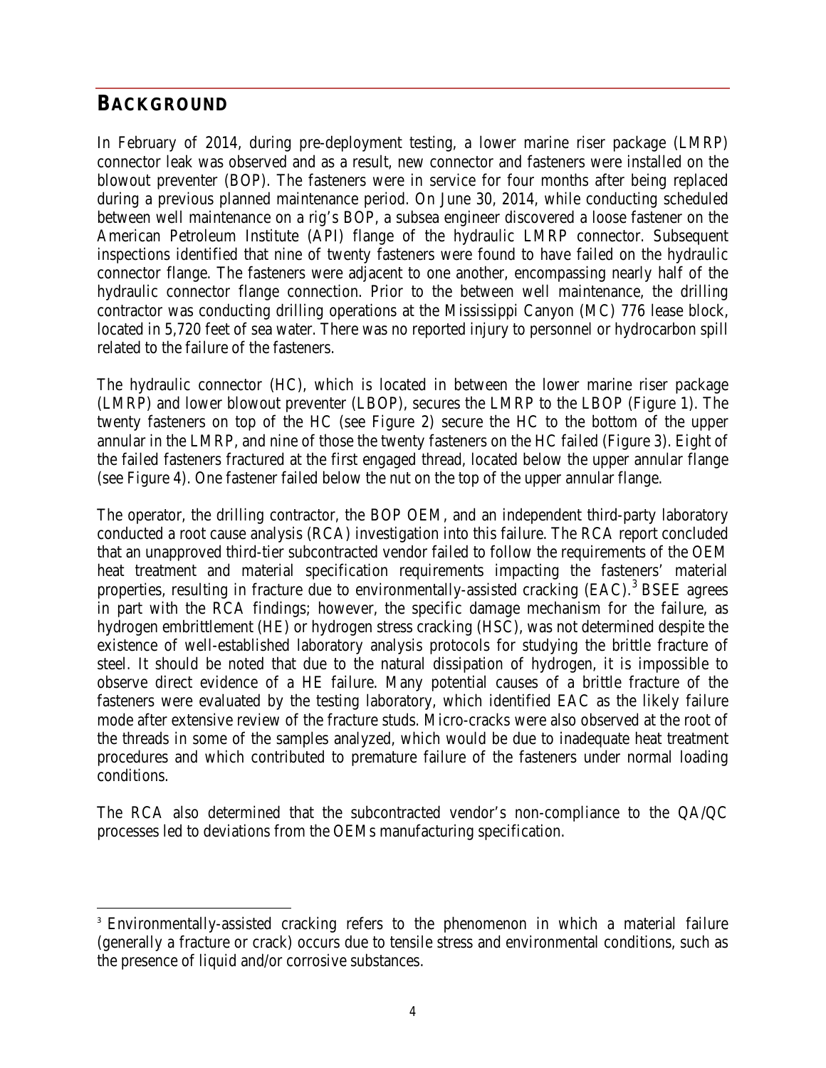## BACKGROUND

In February of 2014, during pre-deployment testing, a lower marine riser package (LMRP) connector leak was observed and as a result, new connector and fasteners were installed on the blowout preventer (BOP). The fasteners were in service for four months after being replaced during a previous planned maintenance period. On June 30, 2014, while conducting scheduled between well maintenance on a rig's BOP, a subsea engineer discovered a loose fastener on the American Petroleum Institute (API) flange of the hydraulic LMRP connector. Subsequent inspections identified that nine of twenty fasteners were found to have failed on the hydraulic connector flange. The fasteners were adjacent to one another, encompassing nearly half of the hydraulic connector flange connection. Prior to the between well maintenance, the drilling contractor was conducting drilling operations at the Mississippi Canyon (MC) 776 lease block, located in 5,720 feet of sea water. There was no reported injury to personnel or hydrocarbon spill related to the failure of the fasteners.

The hydraulic connector (HC), which is located in between the lower marine riser package (LMRP) and lower blowout preventer (LBOP), secures the LMRP to the LBOP (Figure 1). The twenty fasteners on top of the HC (see Figure 2) secure the HC to the bottom of the upper annular in the LMRP, and nine of those the twenty fasteners on the HC failed (Figure 3). Eight of the failed fasteners fractured at the first engaged thread, located below the upper annular flange (see Figure 4). One fastener failed below the nut on the top of the upper annular flange.

The operator, the drilling contractor, the BOP OEM, and an independent third-party laboratory conducted a root cause analysis (RCA) investigation into this failure. The RCA report concluded that an unapproved third-tier subcontracted vendor failed to follow the requirements of the OEM heat treatment and material specification requirements impacting the fasteners' material properties, resulting in fracture due to environmentally-assisted cracking (EAC).[3] BSEE agrees in part with the RCA findings; however, the specific damage mechanism for the failure, as hydrogen embrittlement (HE) or hydrogen stress cracking (HSC), was not determined despite the existence of well-established laboratory analysis protocols for studying the brittle fracture of steel. It should be noted that due to the natural dissipation of hydrogen, it is impossible to observe direct evidence of a HE failure. Many potential causes of a brittle fracture of the fasteners were evaluated by the testing laboratory, which identified EAC as the likely failure mode after extensive review of the fracture studs. Micro-cracks were also observed at the root of the threads in some of the samples analyzed, which would be due to inadequate heat treatment procedures and which contributed to premature failure of the fasteners under normal loading conditions.

The RCA also determined that the subcontracted vendor's non-compliance to the QA/QC processes led to deviations from the OEMs manufacturing specification.

[3] Environmentally-assisted cracking refers to the phenomenon in which a material failure (generally a fracture or crack) occurs due to tensile stress and environmental conditions, such as the presence of liquid and/or corrosive substances.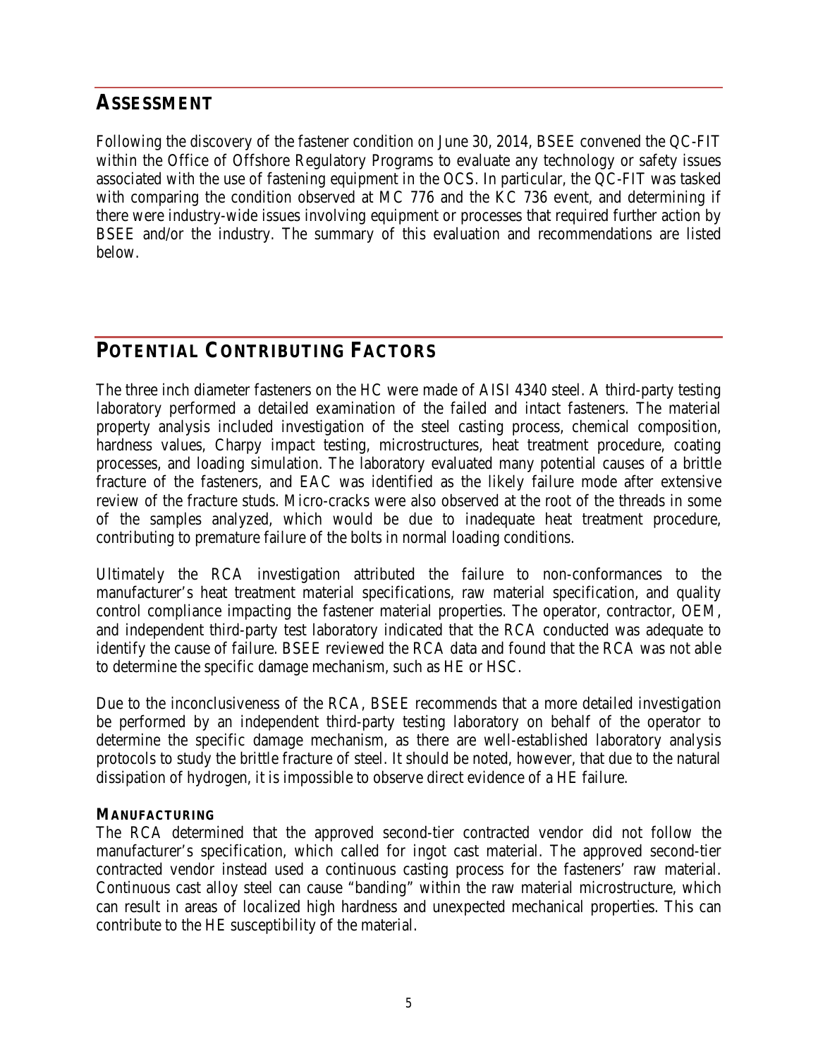## ASSESSMENT

Following the discovery of the fastener condition on June 30, 2014, BSEE convened the QC-FIT within the Office of Offshore Regulatory Programs to evaluate any technology or safety issues associated with the use of fastening equipment in the OCS. In particular, the QC-FIT was tasked with comparing the condition observed at MC 776 and the KC 736 event, and determining if there were industry-wide issues involving equipment or processes that required further action by BSEE and/or the industry. The summary of this evaluation and recommendations are listed below.

## POTENTIAL CONTRIBUTING FACTORS

The three inch diameter fasteners on the HC were made of AISI 4340 steel. A third-party testing laboratory performed a detailed examination of the failed and intact fasteners. The material property analysis included investigation of the steel casting process, chemical composition, hardness values, Charpy impact testing, microstructures, heat treatment procedure, coating processes, and loading simulation. The laboratory evaluated many potential causes of a brittle fracture of the fasteners, and EAC was identified as the likely failure mode after extensive review of the fracture studs. Micro-cracks were also observed at the root of the threads in some of the samples analyzed, which would be due to inadequate heat treatment procedure, contributing to premature failure of the bolts in normal loading conditions.

Ultimately the RCA investigation attributed the failure to non-conformances to the manufacturer's heat treatment material specifications, raw material specification, and quality control compliance impacting the fastener material properties. The operator, contractor, OEM, and independent third-party test laboratory indicated that the RCA conducted was adequate to identify the cause of failure. BSEE reviewed the RCA data and found that the RCA was not able to determine the specific damage mechanism, such as HE or HSC.

Due to the inconclusiveness of the RCA, BSEE recommends that a more detailed investigation be performed by an independent third-party testing laboratory on behalf of the operator to determine the specific damage mechanism, as there are well-established laboratory analysis protocols to study the brittle fracture of steel. It should be noted, however, that due to the natural dissipation of hydrogen, it is impossible to observe direct evidence of a HE failure.

### MANUFACTURING

The RCA determined that the approved second-tier contracted vendor did not follow the manufacturer's specification, which called for ingot cast material. The approved second-tier contracted vendor instead used a continuous casting process for the fasteners' raw material. Continuous cast alloy steel can cause "banding" within the raw material microstructure, which can result in areas of localized high hardness and unexpected mechanical properties. This can contribute to the HE susceptibility of the material.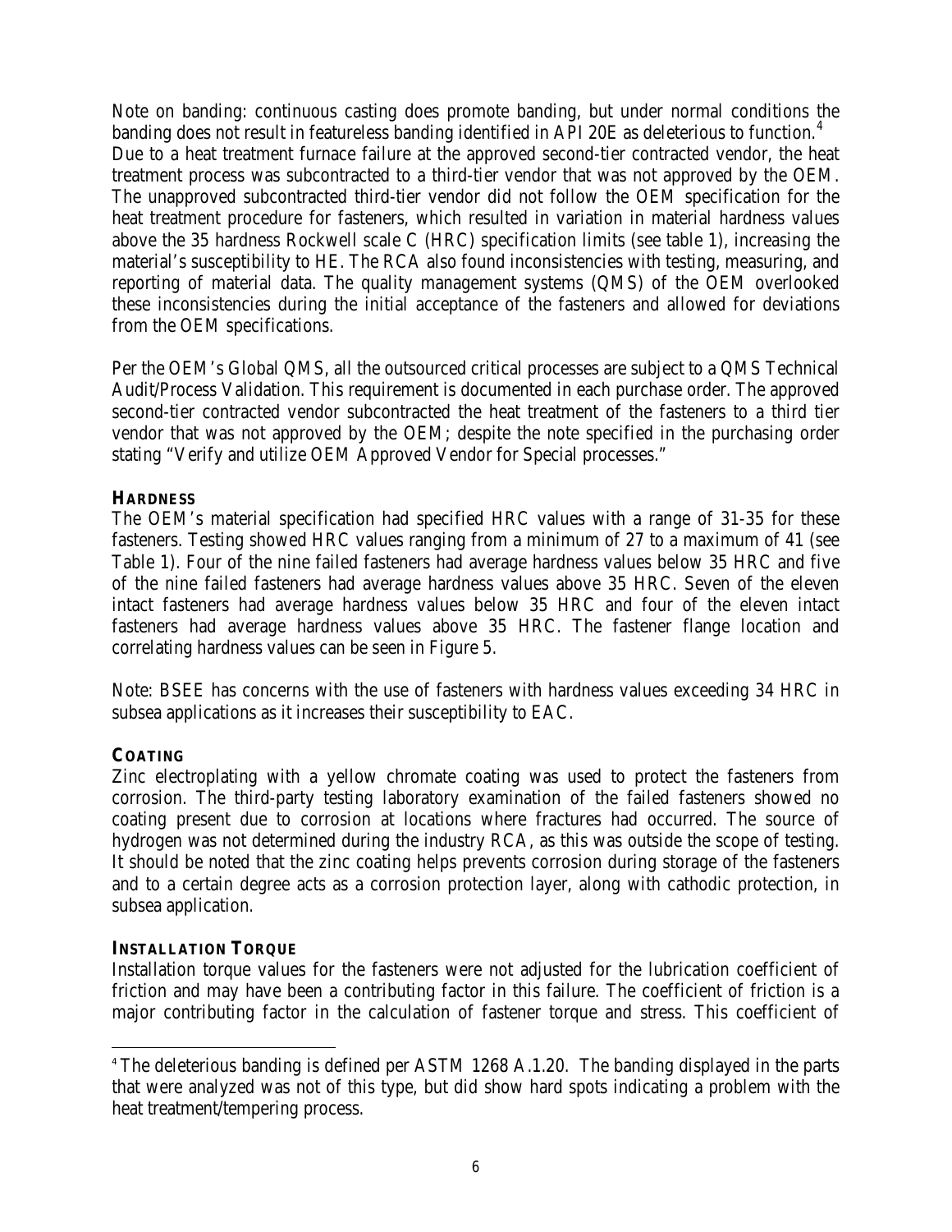Note on banding: continuous casting does promote banding, but under normal conditions the banding does not result in featureless banding identified in API 20E as deleterious to function.[4] Due to a heat treatment furnace failure at the approved second-tier contracted vendor, the heat treatment process was subcontracted to a third-tier vendor that was not approved by the OEM. The unapproved subcontracted third-tier vendor did not follow the OEM specification for the heat treatment procedure for fasteners, which resulted in variation in material hardness values above the 35 hardness Rockwell scale C (HRC) specification limits (see table 1), increasing the material's susceptibility to HE. The RCA also found inconsistencies with testing, measuring, and reporting of material data. The quality management systems (QMS) of the OEM overlooked these inconsistencies during the initial acceptance of the fasteners and allowed for deviations from the OEM specifications.

Per the OEM's Global QMS, all the outsourced critical processes are subject to a QMS Technical Audit/Process Validation. This requirement is documented in each purchase order. The approved second-tier contracted vendor subcontracted the heat treatment of the fasteners to a third tier vendor that was not approved by the OEM; despite the note specified in the purchasing order stating "Verify and utilize OEM Approved Vendor for Special processes."

### HARDNESS

The OEM's material specification had specified HRC values with a range of 31-35 for these fasteners. Testing showed HRC values ranging from a minimum of 27 to a maximum of 41 (see Table 1). Four of the nine failed fasteners had average hardness values below 35 HRC and five of the nine failed fasteners had average hardness values above 35 HRC. Seven of the eleven intact fasteners had average hardness values below 35 HRC and four of the eleven intact fasteners had average hardness values above 35 HRC. The fastener flange location and correlating hardness values can be seen in Figure 5.

Note: BSEE has concerns with the use of fasteners with hardness values exceeding 34 HRC in subsea applications as it increases their susceptibility to EAC.

### COATING

Zinc electroplating with a yellow chromate coating was used to protect the fasteners from corrosion. The third-party testing laboratory examination of the failed fasteners showed no coating present due to corrosion at locations where fractures had occurred. The source of hydrogen was not determined during the industry RCA, as this was outside the scope of testing. It should be noted that the zinc coating helps prevents corrosion during storage of the fasteners and to a certain degree acts as a corrosion protection layer, along with cathodic protection, in subsea application.

### INSTALLATION TORQUE

Installation torque values for the fasteners were not adjusted for the lubrication coefficient of friction and may have been a contributing factor in this failure. The coefficient of friction is a major contributing factor in the calculation of fastener torque and stress. This coefficient of

[4] The deleterious banding is defined per ASTM 1268 A.1.20. The banding displayed in the parts that were analyzed was not of this type, but did show hard spots indicating a problem with the heat treatment/tempering process.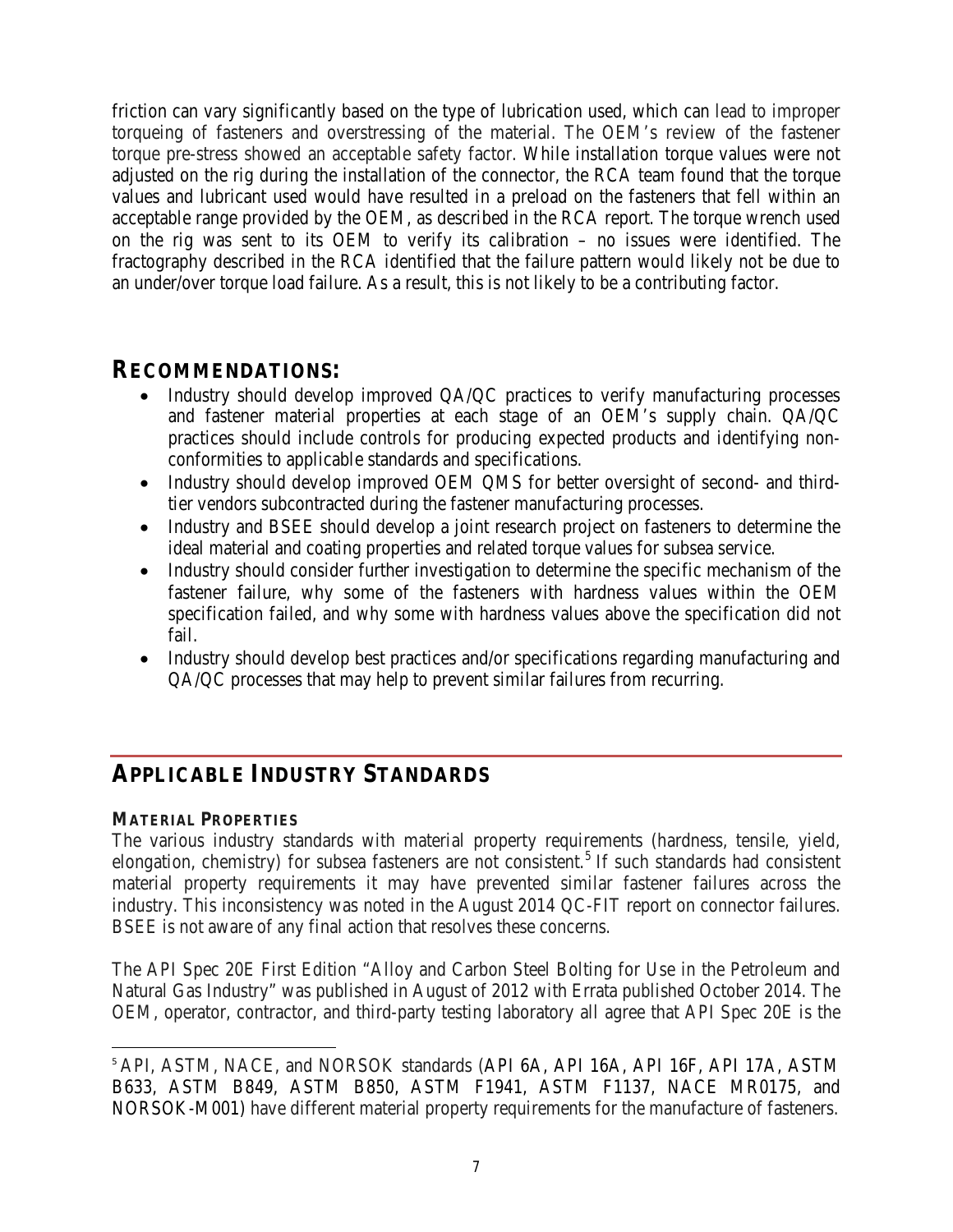friction can vary significantly based on the type of lubrication used, which can lead to improper torqueing of fasteners and overstressing of the material. The OEM's review of the fastener torque pre-stress showed an acceptable safety factor. While installation torque values were not adjusted on the rig during the installation of the connector, the RCA team found that the torque values and lubricant used would have resulted in a preload on the fasteners that fell within an acceptable range provided by the OEM, as described in the RCA report. The torque wrench used on the rig was sent to its OEM to verify its calibration – no issues were identified. The fractography described in the RCA identified that the failure pattern would likely not be due to an under/over torque load failure. As a result, this is not likely to be a contributing factor.

## RECOMMENDATIONS:

- Industry should develop improved QA/QC practices to verify manufacturing processes and fastener material properties at each stage of an OEM's supply chain. QA/QC practices should include controls for producing expected products and identifying non-conformities to applicable standards and specifications.
- Industry should develop improved OEM QMS for better oversight of second- and third-tier vendors subcontracted during the fastener manufacturing processes.
- Industry and BSEE should develop a joint research project on fasteners to determine the ideal material and coating properties and related torque values for subsea service.
- Industry should consider further investigation to determine the specific mechanism of the fastener failure, why some of the fasteners with hardness values within the OEM specification failed, and why some with hardness values above the specification did not fail.
- Industry should develop best practices and/or specifications regarding manufacturing and QA/QC processes that may help to prevent similar failures from recurring.

## APPLICABLE INDUSTRY STANDARDS

### MATERIAL PROPERTIES

The various industry standards with material property requirements (hardness, tensile, yield, elongation, chemistry) for subsea fasteners are not consistent.[5] If such standards had consistent material property requirements it may have prevented similar fastener failures across the industry. This inconsistency was noted in the August 2014 QC-FIT report on connector failures. BSEE is not aware of any final action that resolves these concerns.

The API Spec 20E First Edition "Alloy and Carbon Steel Bolting for Use in the Petroleum and Natural Gas Industry" was published in August of 2012 with Errata published October 2014. The OEM, operator, contractor, and third-party testing laboratory all agree that API Spec 20E is the

[5] API, ASTM, NACE, and NORSOK standards (API 6A, API 16A, API 16F, API 17A, ASTM B633, ASTM B849, ASTM B850, ASTM F1941, ASTM F1137, NACE MR0175, and NORSOK-M001) have different material property requirements for the manufacture of fasteners.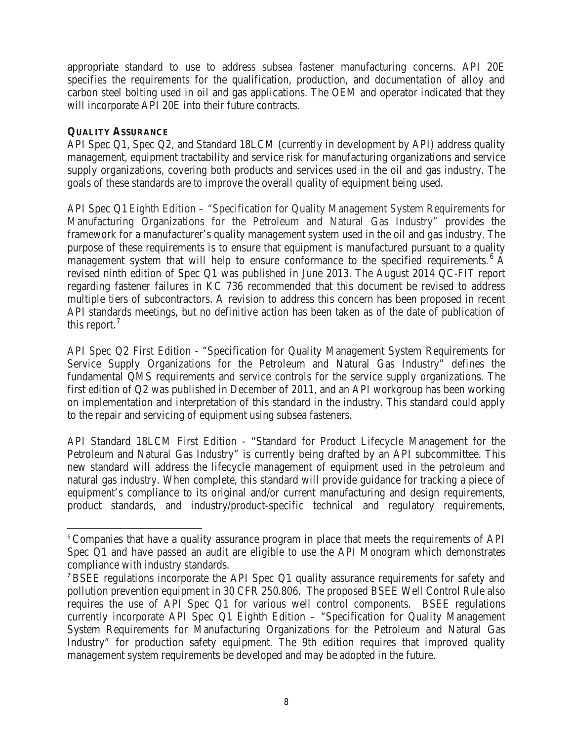appropriate standard to use to address subsea fastener manufacturing concerns. API 20E specifies the requirements for the qualification, production, and documentation of alloy and carbon steel bolting used in oil and gas applications. The OEM and operator indicated that they will incorporate API 20E into their future contracts.

### QUALITY ASSURANCE

API Spec Q1, Spec Q2, and Standard 18LCM (currently in development by API) address quality management, equipment tractability and service risk for manufacturing organizations and service supply organizations, covering both products and services used in the oil and gas industry. The goals of these standards are to improve the overall quality of equipment being used.

API Spec Q1 Eighth Edition – "Specification for Quality Management System Requirements for Manufacturing Organizations for the Petroleum and Natural Gas Industry" provides the framework for a manufacturer's quality management system used in the oil and gas industry. The purpose of these requirements is to ensure that equipment is manufactured pursuant to a quality management system that will help to ensure conformance to the specified requirements.[6] A revised ninth edition of Spec Q1 was published in June 2013. The August 2014 QC-FIT report regarding fastener failures in KC 736 recommended that this document be revised to address multiple tiers of subcontractors. A revision to address this concern has been proposed in recent API standards meetings, but no definitive action has been taken as of the date of publication of this report.[7]

API Spec Q2 First Edition - "Specification for Quality Management System Requirements for Service Supply Organizations for the Petroleum and Natural Gas Industry" defines the fundamental QMS requirements and service controls for the service supply organizations. The first edition of Q2 was published in December of 2011, and an API workgroup has been working on implementation and interpretation of this standard in the industry. This standard could apply to the repair and servicing of equipment using subsea fasteners.

API Standard 18LCM First Edition - "Standard for Product Lifecycle Management for the Petroleum and Natural Gas Industry" is currently being drafted by an API subcommittee. This new standard will address the lifecycle management of equipment used in the petroleum and natural gas industry. When complete, this standard will provide guidance for tracking a piece of equipment's compliance to its original and/or current manufacturing and design requirements, product standards, and industry/product-specific technical and regulatory requirements,

---

[6] Companies that have a quality assurance program in place that meets the requirements of API Spec Q1 and have passed an audit are eligible to use the API Monogram which demonstrates compliance with industry standards.

[7] BSEE regulations incorporate the API Spec Q1 quality assurance requirements for safety and pollution prevention equipment in 30 CFR 250.806. The proposed BSEE Well Control Rule also requires the use of API Spec Q1 for various well control components. BSEE regulations currently incorporate API Spec Q1 Eighth Edition – "Specification for Quality Management System Requirements for Manufacturing Organizations for the Petroleum and Natural Gas Industry" for production safety equipment. The 9th edition requires that improved quality management system requirements be developed and may be adopted in the future.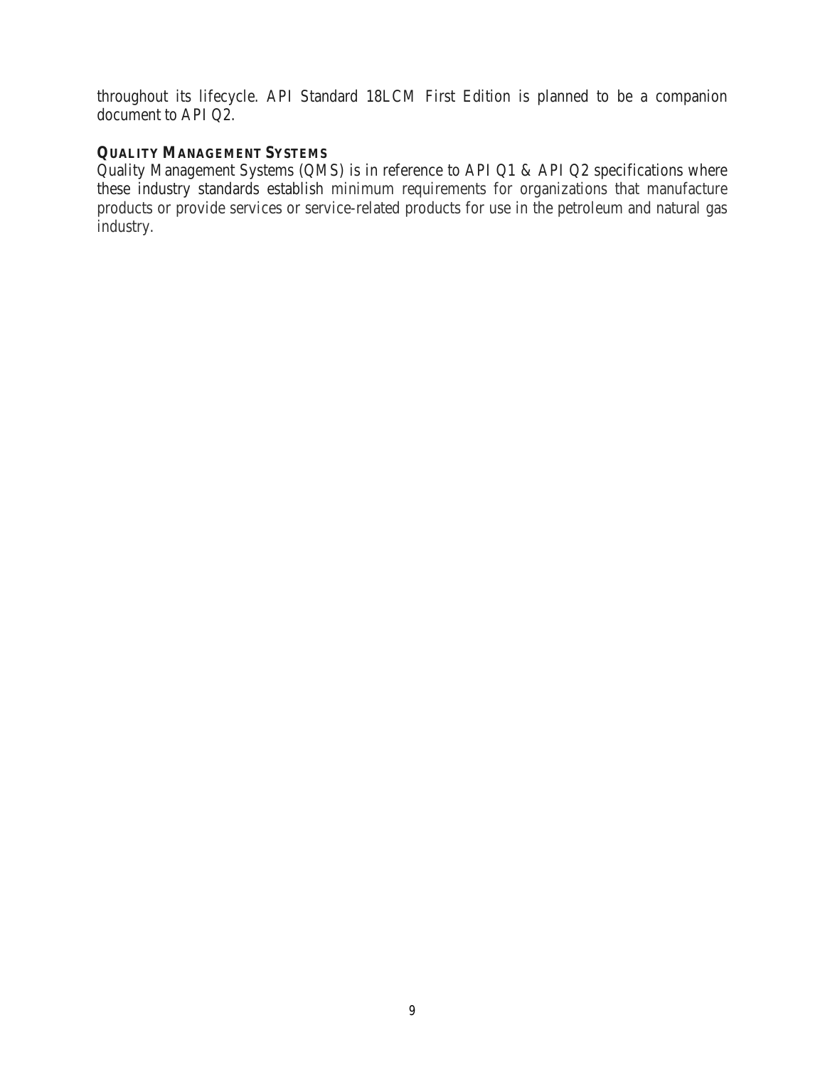throughout its lifecycle. API Standard 18LCM First Edition is planned to be a companion document to API Q2.

### **QUALITY MANAGEMENT SYSTEMS**

Quality Management Systems (QMS) is in reference to API Q1 & API Q2 specifications where these industry standards establish minimum requirements for organizations that manufacture products or provide services or service-related products for use in the petroleum and natural gas industry.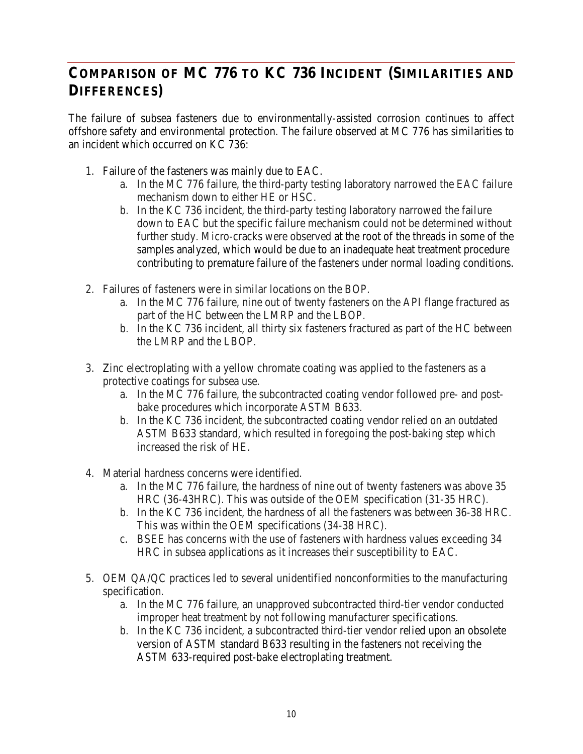## Comparison of MC 776 to KC 736 Incident (Similarities and Differences)

The failure of subsea fasteners due to environmentally-assisted corrosion continues to affect offshore safety and environmental protection. The failure observed at MC 776 has similarities to an incident which occurred on KC 736:

1. Failure of the fasteners was mainly due to EAC.
   a. In the MC 776 failure, the third-party testing laboratory narrowed the EAC failure mechanism down to either HE or HSC.
   b. In the KC 736 incident, the third-party testing laboratory narrowed the failure down to EAC but the specific failure mechanism could not be determined without further study. Micro-cracks were observed at the root of the threads in some of the samples analyzed, which would be due to an inadequate heat treatment procedure contributing to premature failure of the fasteners under normal loading conditions.

2. Failures of fasteners were in similar locations on the BOP.
   a. In the MC 776 failure, nine out of twenty fasteners on the API flange fractured as part of the HC between the LMRP and the LBOP.
   b. In the KC 736 incident, all thirty six fasteners fractured as part of the HC between the LMRP and the LBOP.

3. Zinc electroplating with a yellow chromate coating was applied to the fasteners as a protective coatings for subsea use.
   a. In the MC 776 failure, the subcontracted coating vendor followed pre- and post-bake procedures which incorporate ASTM B633.
   b. In the KC 736 incident, the subcontracted coating vendor relied on an outdated ASTM B633 standard, which resulted in foregoing the post-baking step which increased the risk of HE.

4. Material hardness concerns were identified.
   a. In the MC 776 failure, the hardness of nine out of twenty fasteners was above 35 HRC (36-43HRC). This was outside of the OEM specification (31-35 HRC).
   b. In the KC 736 incident, the hardness of all the fasteners was between 36-38 HRC. This was within the OEM specifications (34-38 HRC).
   c. BSEE has concerns with the use of fasteners with hardness values exceeding 34 HRC in subsea applications as it increases their susceptibility to EAC.

5. OEM QA/QC practices led to several unidentified nonconformities to the manufacturing specification.
   a. In the MC 776 failure, an unapproved subcontracted third-tier vendor conducted improper heat treatment by not following manufacturer specifications.
   b. In the KC 736 incident, a subcontracted third-tier vendor relied upon an obsolete version of ASTM standard B633 resulting in the fasteners not receiving the ASTM 633-required post-bake electroplating treatment.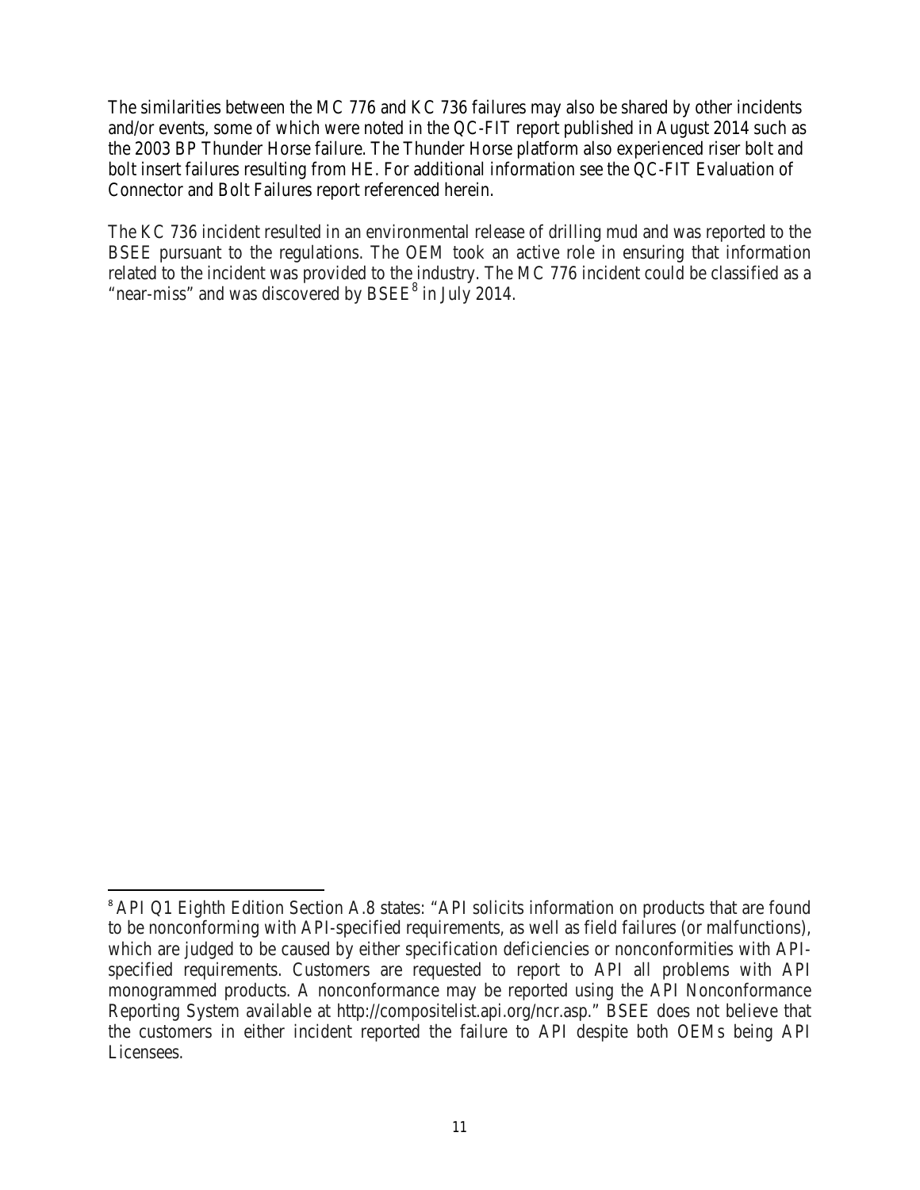The similarities between the MC 776 and KC 736 failures may also be shared by other incidents and/or events, some of which were noted in the QC-FIT report published in August 2014 such as the 2003 BP Thunder Horse failure. The Thunder Horse platform also experienced riser bolt and bolt insert failures resulting from HE. For additional information see the QC-FIT Evaluation of Connector and Bolt Failures report referenced herein.

The KC 736 incident resulted in an environmental release of drilling mud and was reported to the BSEE pursuant to the regulations. The OEM took an active role in ensuring that information related to the incident was provided to the industry. The MC 776 incident could be classified as a "near-miss" and was discovered by BSEE[8] in July 2014.

---

[8] API Q1 Eighth Edition Section A.8 states: "API solicits information on products that are found to be nonconforming with API-specified requirements, as well as field failures (or malfunctions), which are judged to be caused by either specification deficiencies or nonconformities with API-specified requirements. Customers are requested to report to API all problems with API monogrammed products. A nonconformance may be reported using the API Nonconformance Reporting System available at http://compositelist.api.org/ncr.asp." BSEE does not believe that the customers in either incident reported the failure to API despite both OEMs being API Licensees.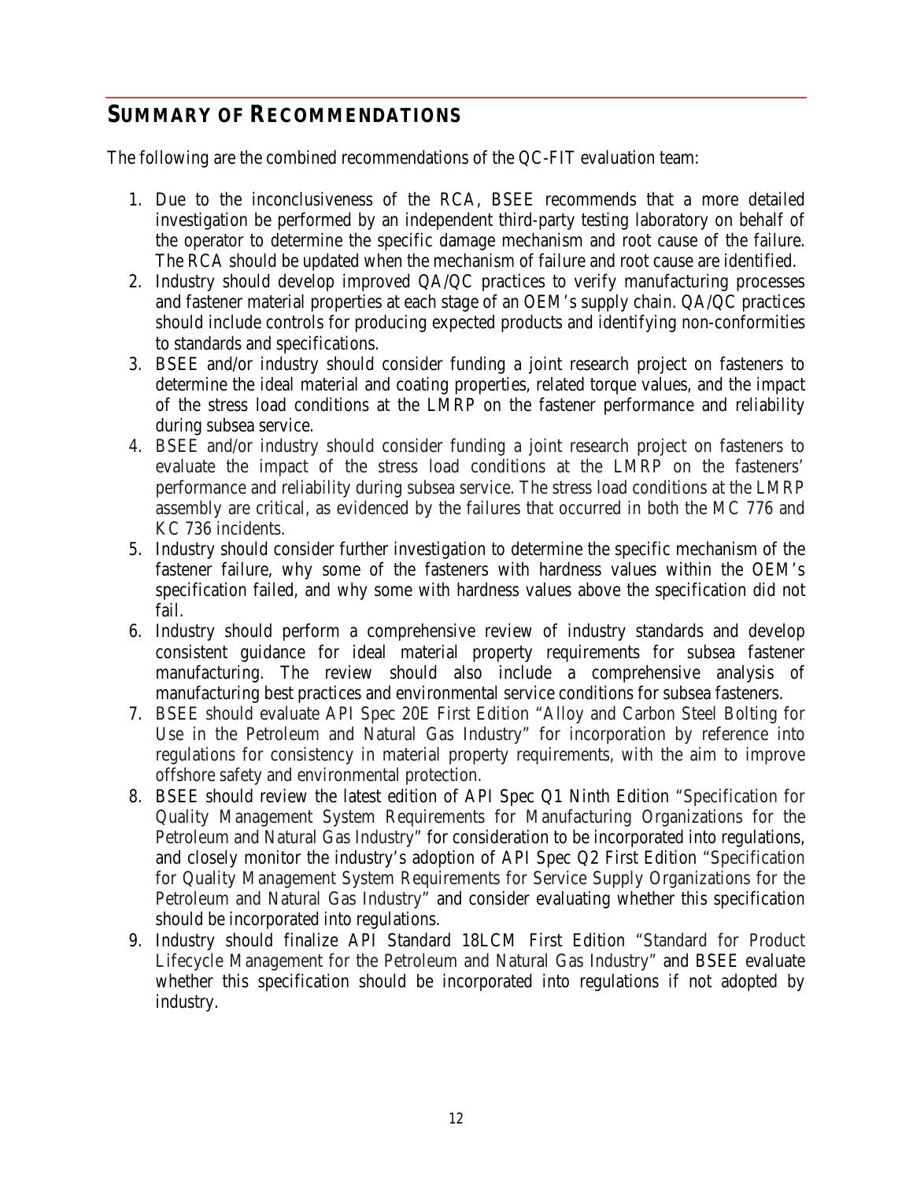## Summary of Recommendations

The following are the combined recommendations of the QC-FIT evaluation team:

1. Due to the inconclusiveness of the RCA, BSEE recommends that a more detailed investigation be performed by an independent third-party testing laboratory on behalf of the operator to determine the specific damage mechanism and root cause of the failure. The RCA should be updated when the mechanism of failure and root cause are identified.
2. Industry should develop improved QA/QC practices to verify manufacturing processes and fastener material properties at each stage of an OEM's supply chain. QA/QC practices should include controls for producing expected products and identifying non-conformities to standards and specifications.
3. BSEE and/or industry should consider funding a joint research project on fasteners to determine the ideal material and coating properties, related torque values, and the impact of the stress load conditions at the LMRP on the fastener performance and reliability during subsea service.
4. BSEE and/or industry should consider funding a joint research project on fasteners to evaluate the impact of the stress load conditions at the LMRP on the fasteners' performance and reliability during subsea service. The stress load conditions at the LMRP assembly are critical, as evidenced by the failures that occurred in both the MC 776 and KC 736 incidents.
5. Industry should consider further investigation to determine the specific mechanism of the fastener failure, why some of the fasteners with hardness values within the OEM's specification failed, and why some with hardness values above the specification did not fail.
6. Industry should perform a comprehensive review of industry standards and develop consistent guidance for ideal material property requirements for subsea fastener manufacturing. The review should also include a comprehensive analysis of manufacturing best practices and environmental service conditions for subsea fasteners.
7. BSEE should evaluate API Spec 20E First Edition "Alloy and Carbon Steel Bolting for Use in the Petroleum and Natural Gas Industry" for incorporation by reference into regulations for consistency in material property requirements, with the aim to improve offshore safety and environmental protection.
8. BSEE should review the latest edition of API Spec Q1 Ninth Edition "Specification for Quality Management System Requirements for Manufacturing Organizations for the Petroleum and Natural Gas Industry" for consideration to be incorporated into regulations, and closely monitor the industry's adoption of API Spec Q2 First Edition "Specification for Quality Management System Requirements for Service Supply Organizations for the Petroleum and Natural Gas Industry" and consider evaluating whether this specification should be incorporated into regulations.
9. Industry should finalize API Standard 18LCM First Edition "Standard for Product Lifecycle Management for the Petroleum and Natural Gas Industry" and BSEE evaluate whether this specification should be incorporated into regulations if not adopted by industry.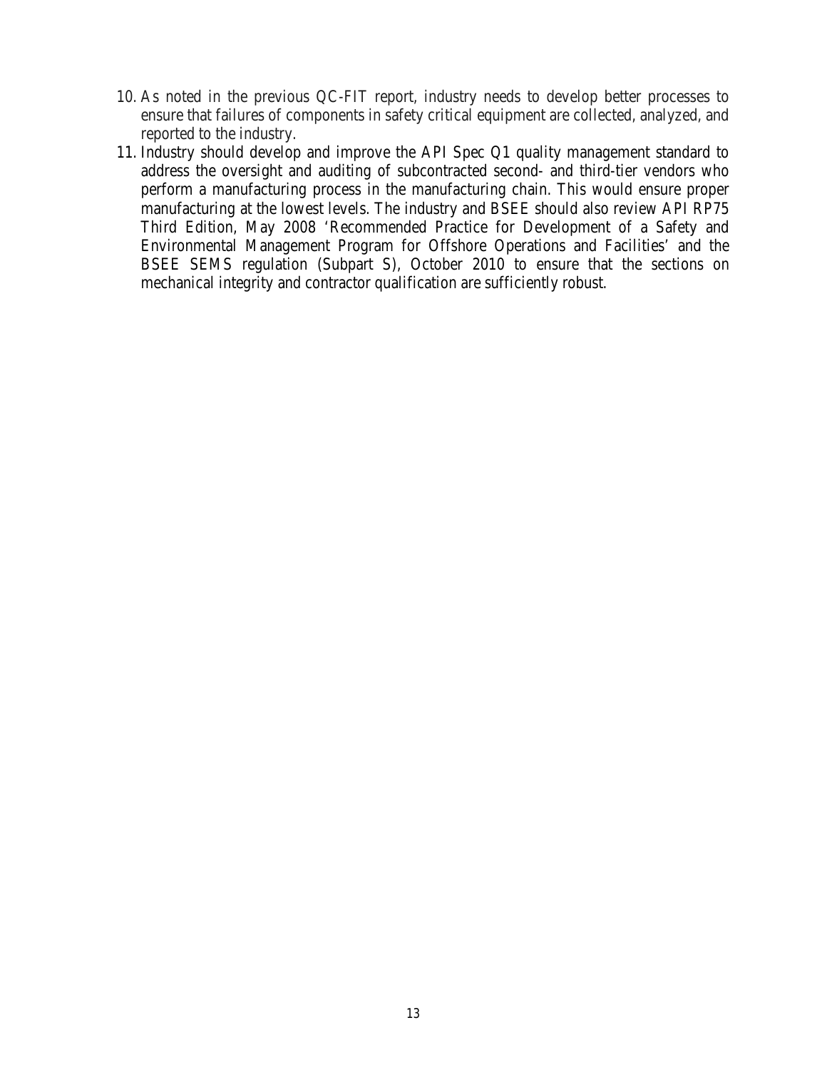10. As noted in the previous QC-FIT report, industry needs to develop better processes to ensure that failures of components in safety critical equipment are collected, analyzed, and reported to the industry.
11. Industry should develop and improve the API Spec Q1 quality management standard to address the oversight and auditing of subcontracted second- and third-tier vendors who perform a manufacturing process in the manufacturing chain. This would ensure proper manufacturing at the lowest levels. The industry and BSEE should also review API RP75 Third Edition, May 2008 'Recommended Practice for Development of a Safety and Environmental Management Program for Offshore Operations and Facilities' and the BSEE SEMS regulation (Subpart S), October 2010 to ensure that the sections on mechanical integrity and contractor qualification are sufficiently robust.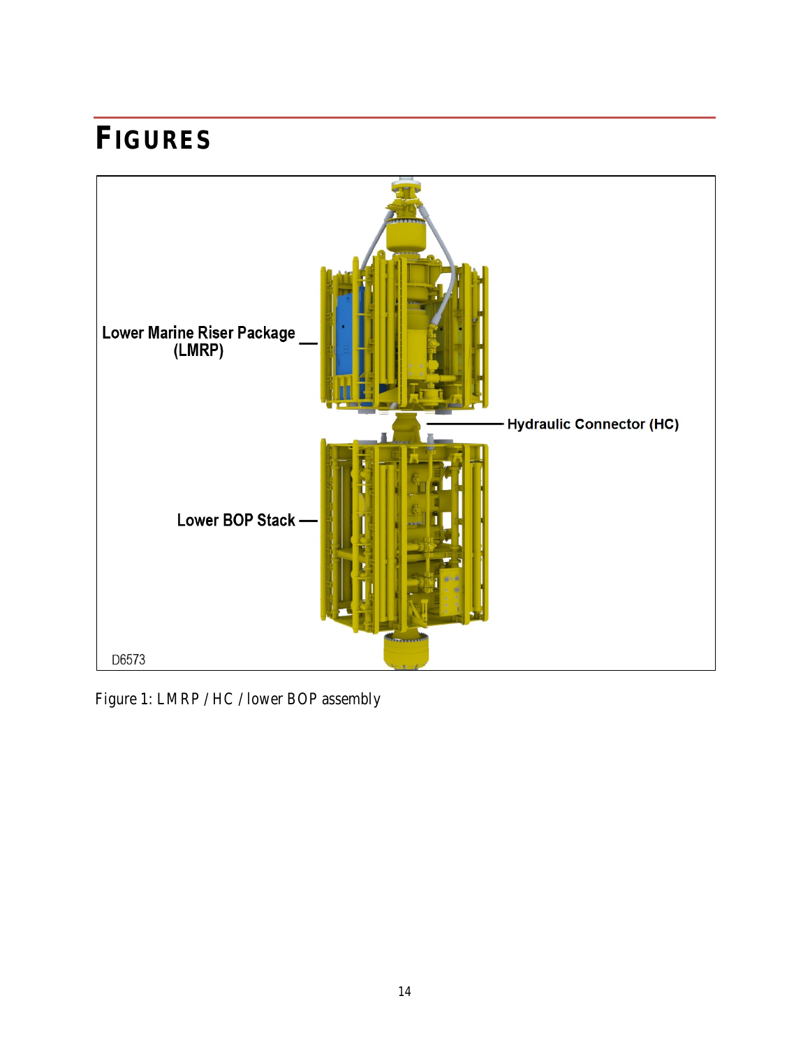# FIGURES

Figure 1: LMRP / HC / lower BOP assembly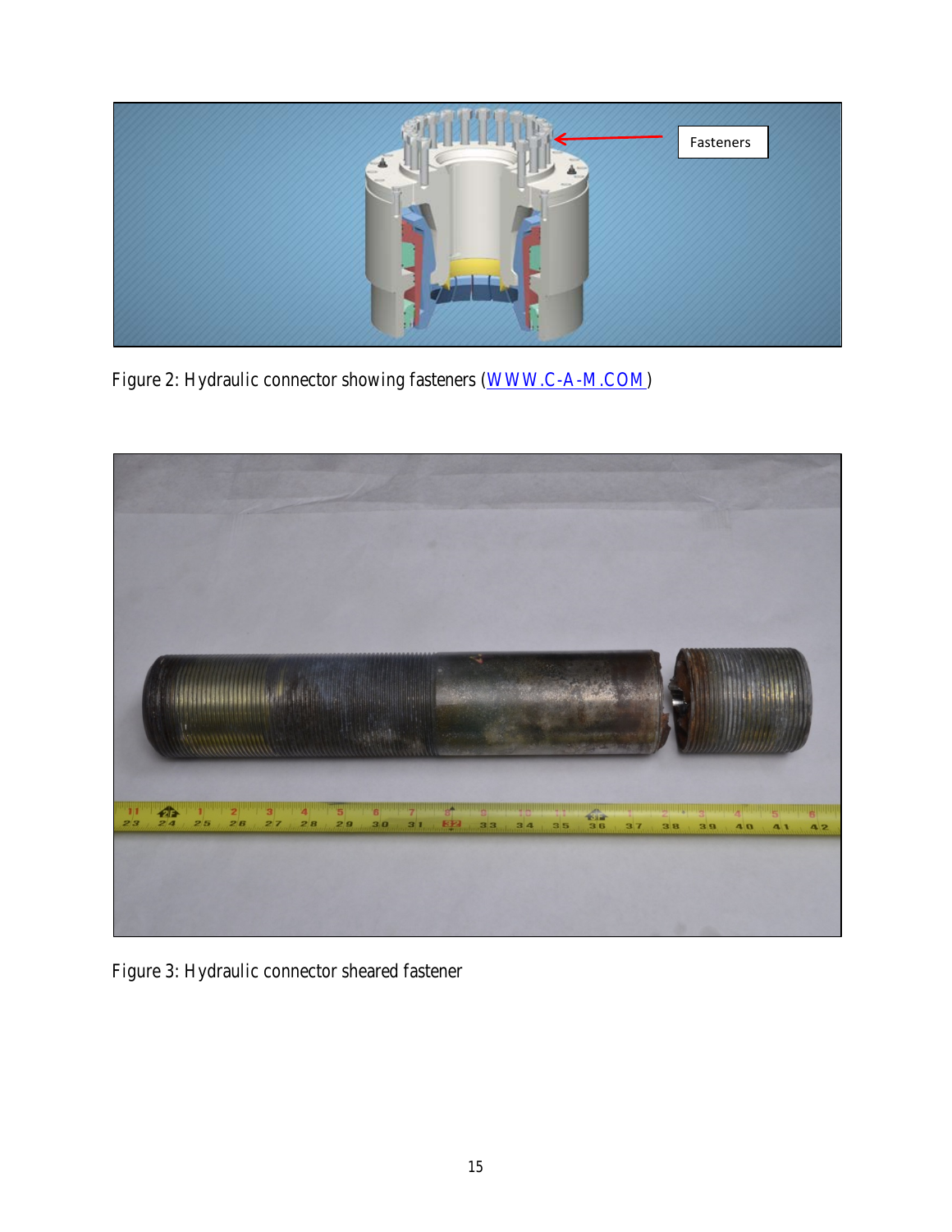Figure 2: Hydraulic connector showing fasteners (WWW.C-A-M.COM)

Figure 3: Hydraulic connector sheared fastener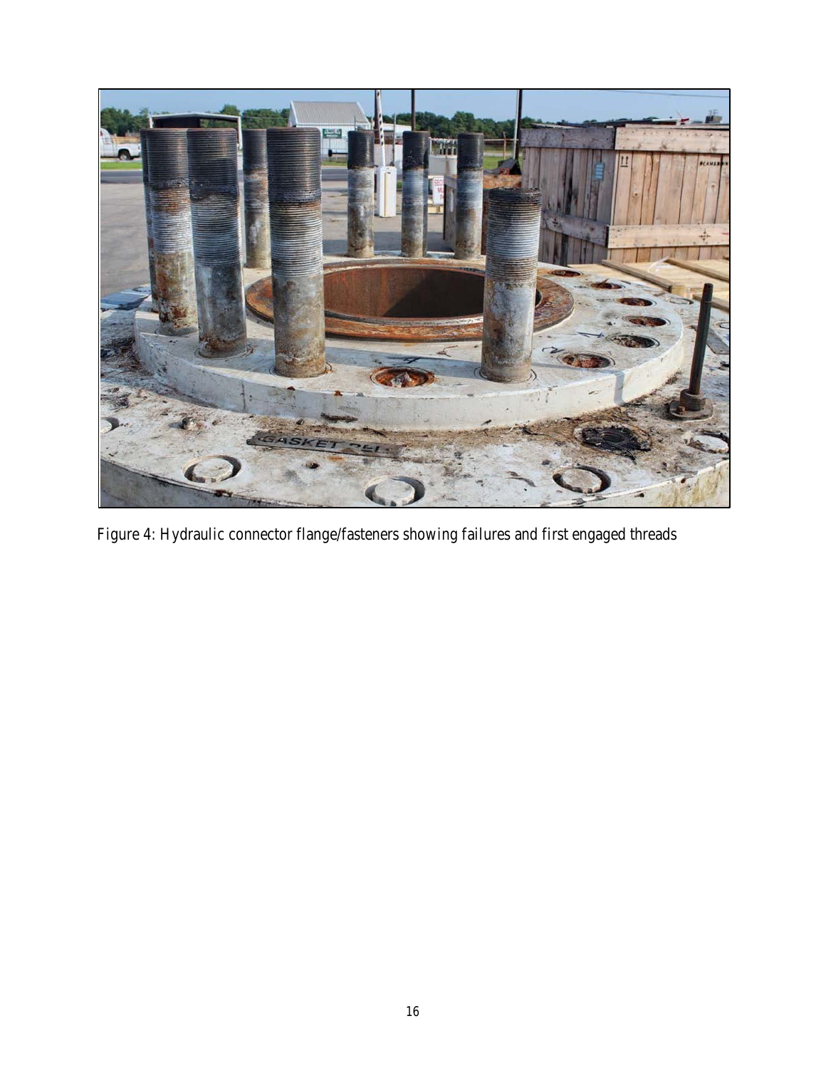Figure 4: Hydraulic connector flange/fasteners showing failures and first engaged threads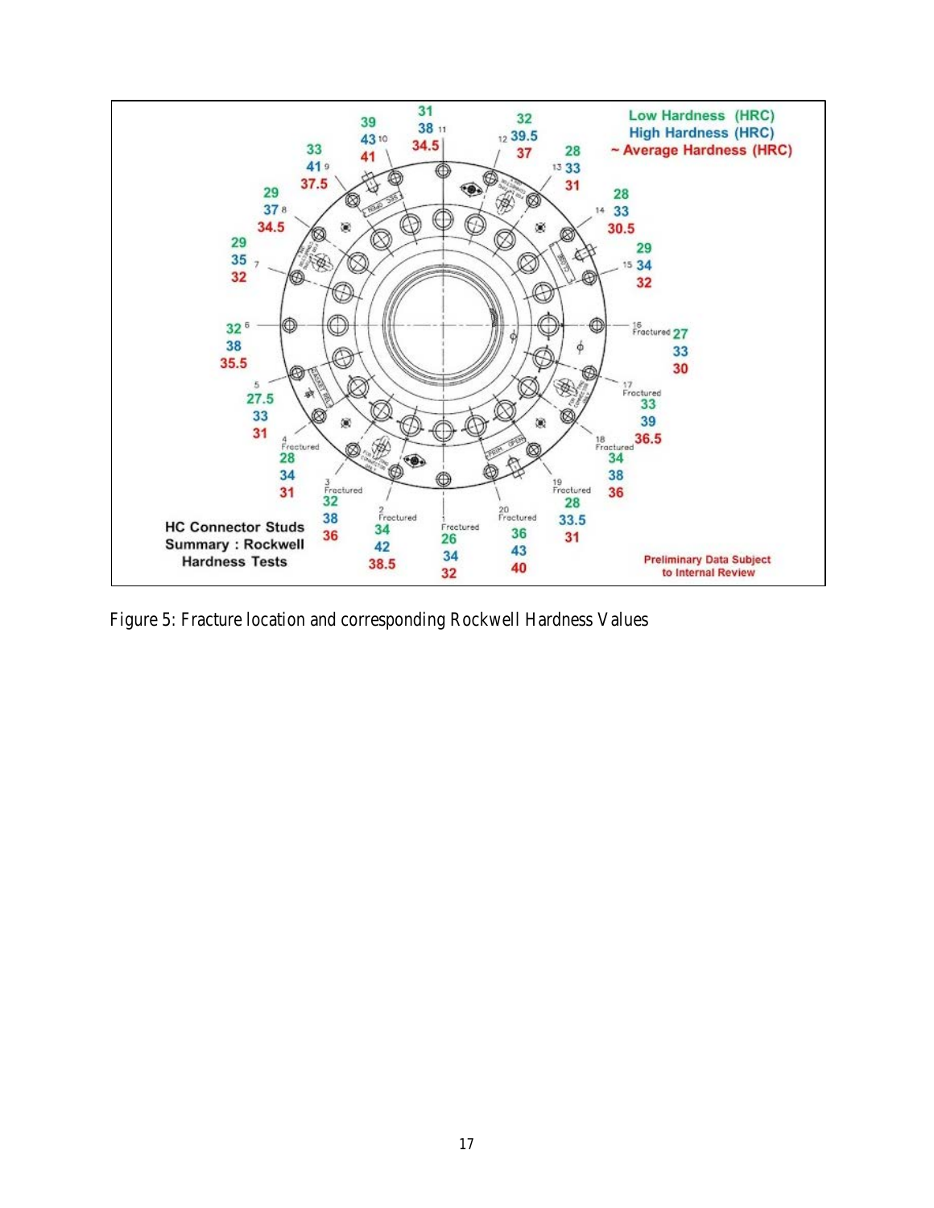Figure 5: Fracture location and corresponding Rockwell Hardness Values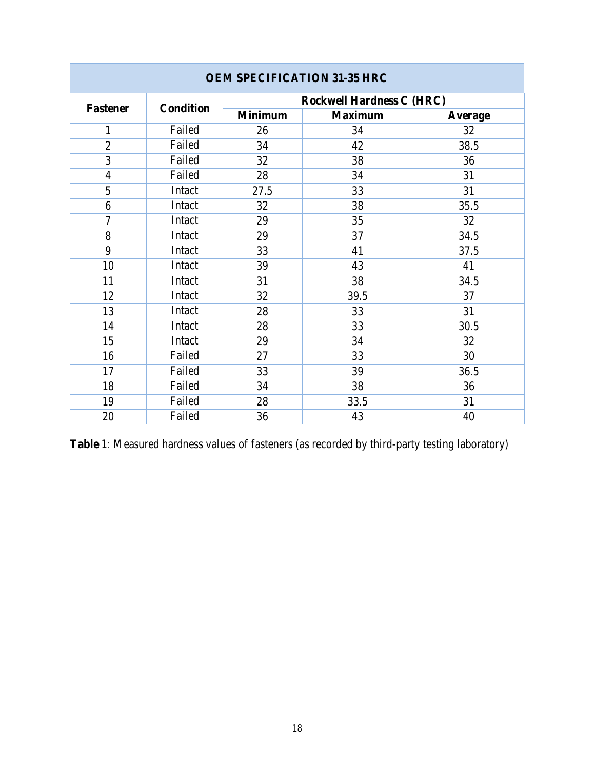| OEM SPECIFICATION 31-35 HRC | | | | |
|---|---|---|---|---|
| **Fastener** | **Condition** | **Rockwell Hardness C (HRC)** | | |
| | | **Minimum** | **Maximum** | **Average** |
| 1 | Failed | 26 | 34 | 32 |
| 2 | Failed | 34 | 42 | 38.5 |
| 3 | Failed | 32 | 38 | 36 |
| 4 | Failed | 28 | 34 | 31 |
| 5 | Intact | 27.5 | 33 | 31 |
| 6 | Intact | 32 | 38 | 35.5 |
| 7 | Intact | 29 | 35 | 32 |
| 8 | Intact | 29 | 37 | 34.5 |
| 9 | Intact | 33 | 41 | 37.5 |
| 10 | Intact | 39 | 43 | 41 |
| 11 | Intact | 31 | 38 | 34.5 |
| 12 | Intact | 32 | 39.5 | 37 |
| 13 | Intact | 28 | 33 | 31 |
| 14 | Intact | 28 | 33 | 30.5 |
| 15 | Intact | 29 | 34 | 32 |
| 16 | Failed | 27 | 33 | 30 |
| 17 | Failed | 33 | 39 | 36.5 |
| 18 | Failed | 34 | 38 | 36 |
| 19 | Failed | 28 | 33.5 | 31 |
| 20 | Failed | 36 | 43 | 40 |

**Table** 1: Measured hardness values of fasteners (as recorded by third-party testing laboratory)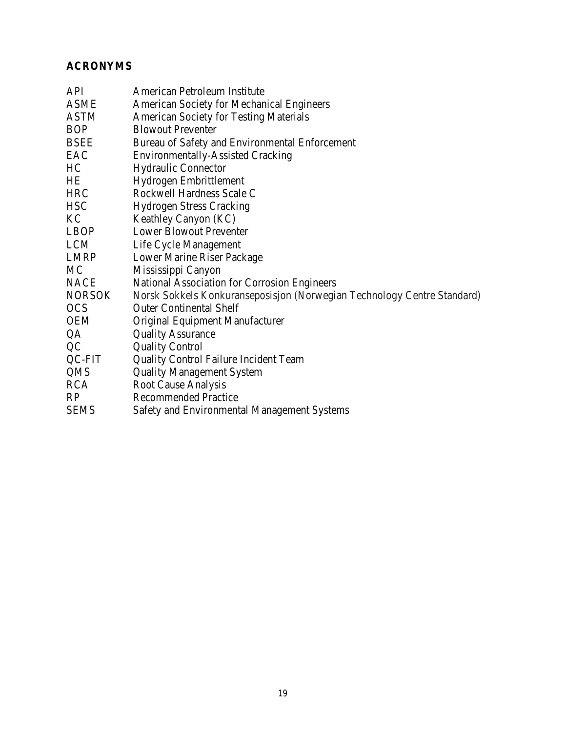**ACRONYMS**

| | |
|---|---|
| API | American Petroleum Institute |
| ASME | American Society for Mechanical Engineers |
| ASTM | American Society for Testing Materials |
| BOP | Blowout Preventer |
| BSEE | Bureau of Safety and Environmental Enforcement |
| EAC | Environmentally-Assisted Cracking |
| HC | Hydraulic Connector |
| HE | Hydrogen Embrittlement |
| HRC | Rockwell Hardness Scale C |
| HSC | Hydrogen Stress Cracking |
| KC | Keathley Canyon (KC) |
| LBOP | Lower Blowout Preventer |
| LCM | Life Cycle Management |
| LMRP | Lower Marine Riser Package |
| MC | Mississippi Canyon |
| NACE | National Association for Corrosion Engineers |
| NORSOK | Norsk Sokkels Konkuranseposisjon (Norwegian Technology Centre Standard) |
| OCS | Outer Continental Shelf |
| OEM | Original Equipment Manufacturer |
| QA | Quality Assurance |
| QC | Quality Control |
| QC-FIT | Quality Control Failure Incident Team |
| QMS | Quality Management System |
| RCA | Root Cause Analysis |
| RP | Recommended Practice |
| SEMS | Safety and Environmental Management Systems |